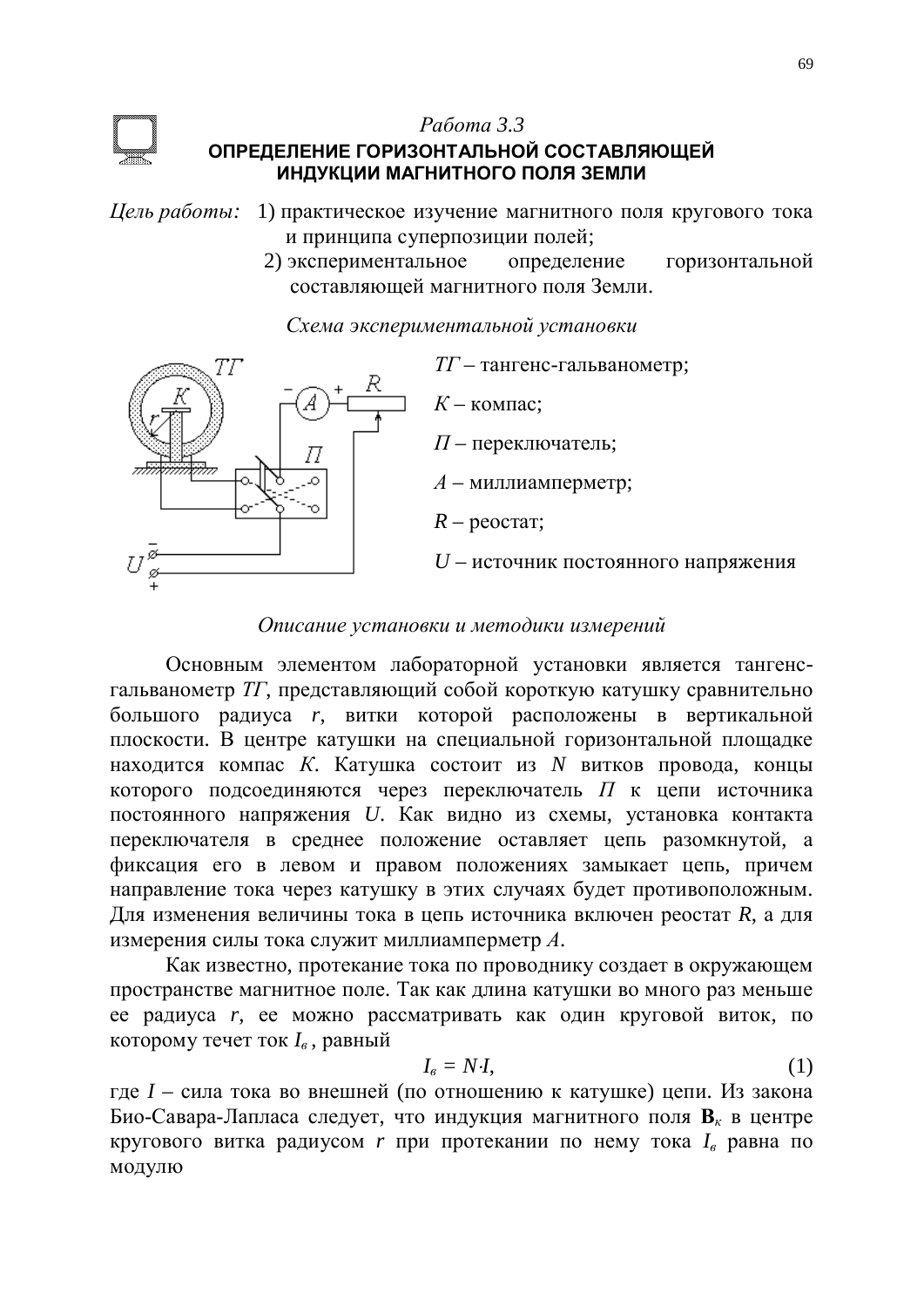*Работа 3.3*

# ОПРЕДЕЛЕНИЕ ГОРИЗОНТАЛЬНОЙ СОСТАВЛЯЮЩЕЙ ИНДУКЦИИ МАГНИТНОГО ПОЛЯ ЗЕМЛИ

*Цель работы:* 1) практическое изучение магнитного поля кругового тока и принципа суперпозиции полей;
2) экспериментальное определение горизонтальной составляющей магнитного поля Земли.

*Схема экспериментальной установки*

*ТГ* – тангенс-гальванометр;

*К* – компас;

*П* – переключатель;

*А* – миллиамперметр;

*R* – реостат;

*U* – источник постоянного напряжения

*Описание установки и методики измерений*

Основным элементом лабораторной установки является тангенс-гальванометр *ТГ*, представляющий собой короткую катушку сравнительно большого радиуса *r*, витки которой расположены в вертикальной плоскости. В центре катушки на специальной горизонтальной площадке находится компас *К*. Катушка состоит из *N* витков провода, концы которого подсоединяются через переключатель *П* к цепи источника постоянного напряжения *U*. Как видно из схемы, установка контакта переключателя в среднее положение оставляет цепь разомкнутой, а фиксация его в левом и правом положениях замыкает цепь, причем направление тока через катушку в этих случаях будет противоположным. Для изменения величины тока в цепь источника включен реостат *R*, а для измерения силы тока служит миллиамперметр *А*.

Как известно, протекание тока по проводнику создает в окружающем пространстве магнитное поле. Так как длина катушки во много раз меньше ее радиуса *r*, ее можно рассматривать как один круговой виток, по которому течет ток $I_в$, равный

$$I_в = N \cdot I, \tag{1}$$

где $I$ – сила тока во внешней (по отношению к катушке) цепи. Из закона Био-Савара-Лапласа следует, что индукция магнитного поля $\mathbf{B}_к$ в центре кругового витка радиусом *r* при протекании по нему тока $I_в$ равна по модулю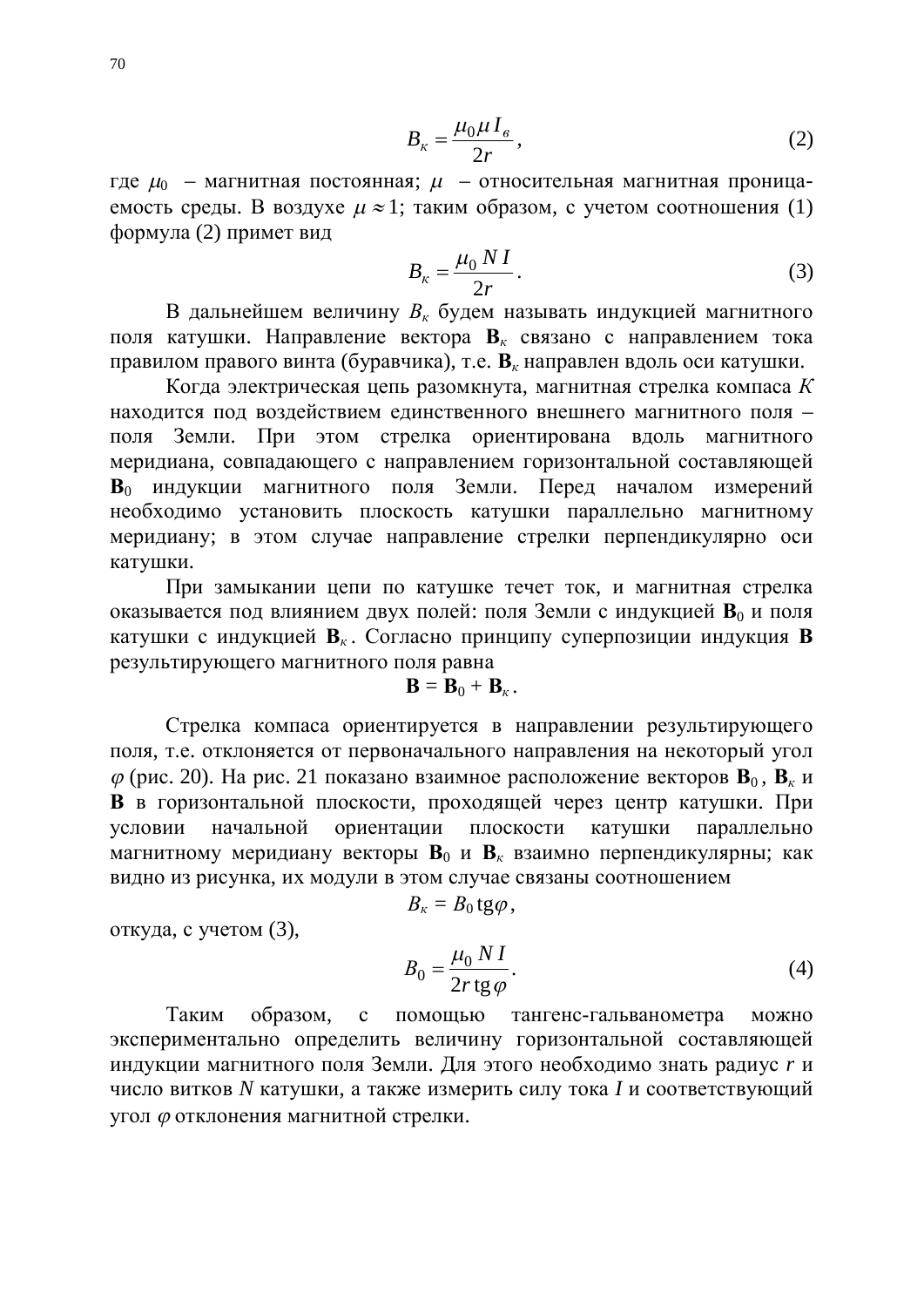$$B_к = \frac{\mu_0 \mu I_в}{2r}, \qquad (2)$$

где $\mu_0$ – магнитная постоянная; $\mu$ – относительная магнитная проницаемость среды. В воздухе $\mu \approx 1$; таким образом, с учетом соотношения (1) формула (2) примет вид

$$B_к = \frac{\mu_0 N I}{2r}. \qquad (3)$$

В дальнейшем величину $B_к$ будем называть индукцией магнитного поля катушки. Направление вектора $\mathbf{B}_к$ связано с направлением тока правилом правого винта (буравчика), т.е. $\mathbf{B}_к$ направлен вдоль оси катушки.

Когда электрическая цепь разомкнута, магнитная стрелка компаса *К* находится под воздействием единственного внешнего магнитного поля – поля Земли. При этом стрелка ориентирована вдоль магнитного меридиана, совпадающего с направлением горизонтальной составляющей $\mathbf{B}_0$ индукции магнитного поля Земли. Перед началом измерений необходимо установить плоскость катушки параллельно магнитному меридиану; в этом случае направление стрелки перпендикулярно оси катушки.

При замыкании цепи по катушке течет ток, и магнитная стрелка оказывается под влиянием двух полей: поля Земли с индукцией $\mathbf{B}_0$ и поля катушки с индукцией $\mathbf{B}_к$. Согласно принципу суперпозиции индукция $\mathbf{B}$ результирующего магнитного поля равна

$$\mathbf{B} = \mathbf{B}_0 + \mathbf{B}_к.$$

Стрелка компаса ориентируется в направлении результирующего поля, т.е. отклоняется от первоначального направления на некоторый угол $\varphi$ (рис. 20). На рис. 21 показано взаимное расположение векторов $\mathbf{B}_0$, $\mathbf{B}_к$ и $\mathbf{B}$ в горизонтальной плоскости, проходящей через центр катушки. При условии начальной ориентации плоскости катушки параллельно магнитному меридиану векторы $\mathbf{B}_0$ и $\mathbf{B}_к$ взаимно перпендикулярны; как видно из рисунка, их модули в этом случае связаны соотношением

$$B_к = B_0 \operatorname{tg}\varphi,$$

откуда, с учетом (3),

$$B_0 = \frac{\mu_0 N I}{2r \operatorname{tg}\varphi}. \qquad (4)$$

Таким образом, с помощью тангенс-гальванометра можно экспериментально определить величину горизонтальной составляющей индукции магнитного поля Земли. Для этого необходимо знать радиус $r$ и число витков $N$ катушки, а также измерить силу тока $I$ и соответствующий угол $\varphi$ отклонения магнитной стрелки.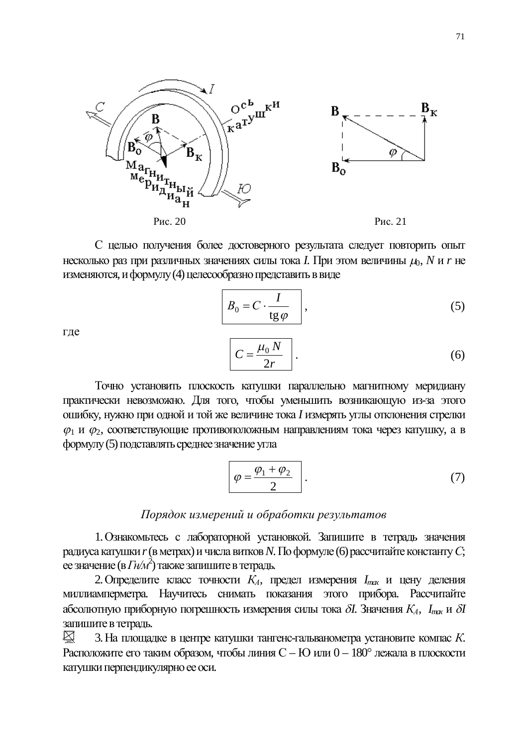Рис. 20

Рис. 21

С целью получения более достоверного результата следует повторить опыт несколько раз при различных значениях силы тока *I*. При этом величины $\mu_0$, $N$ и $r$ не изменяются, и формулу (4) целесообразно представить в виде

$$B_0 = C \cdot \frac{I}{\operatorname{tg}\varphi}, \qquad (5)$$

где

$$C = \frac{\mu_0 N}{2r}. \qquad (6)$$

Точно установить плоскость катушки параллельно магнитному меридиану практически невозможно. Для того, чтобы уменьшить возникающую из-за этого ошибку, нужно при одной и той же величине тока $I$ измерять углы отклонения стрелки $\varphi_1$ и $\varphi_2$, соответствующие противоположным направлениям тока через катушку, а в формулу (5) подставлять среднее значение угла

$$\varphi = \frac{\varphi_1 + \varphi_2}{2}. \qquad (7)$$

### *Порядок измерений и обработки результатов*

1. Ознакомьтесь с лабораторной установкой. Запишите в тетрадь значения радиуса катушки $r$ (в метрах) и числа витков $N$. По формуле (6) рассчитайте константу $C$; ее значение (в *Гн/м*$^2$) также запишите в тетрадь.

2. Определите класс точности $K_A$, предел измерения $I_{max}$ и цену деления миллиамперметра. Научитесь снимать показания этого прибора. Рассчитайте абсолютную приборную погрешность измерения силы тока $\delta I$. Значения $K_A$, $I_{max}$ и $\delta I$ запишите в тетрадь.

3. На площадке в центре катушки тангенс-гальванометра установите компас $K$. Расположите его таким образом, чтобы линия С – Ю или 0 – 180° лежала в плоскости катушки перпендикулярно ее оси.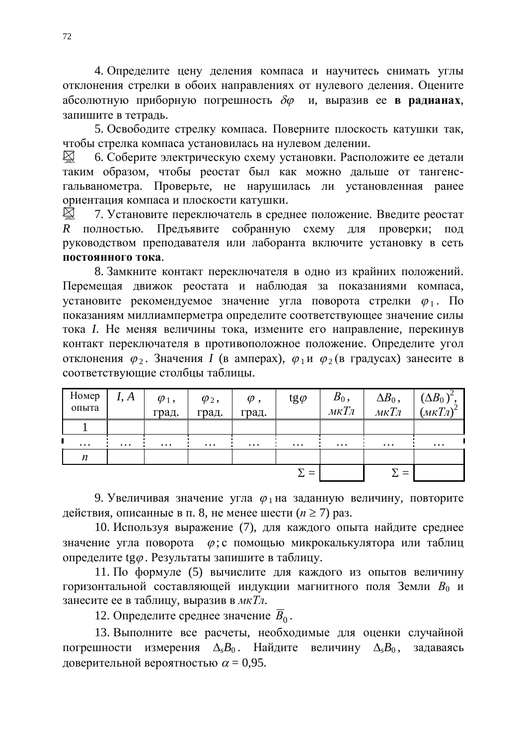4. Определите цену деления компаса и научитесь снимать углы отклонения стрелки в обоих направлениях от нулевого деления. Оцените абсолютную приборную погрешность $\delta\varphi$ и, выразив ее **в радианах**, запишите в тетрадь.

5. Освободите стрелку компаса. Поверните плоскость катушки так, чтобы стрелка компаса установилась на нулевом делении.

6. Соберите электрическую схему установки. Расположите ее детали таким образом, чтобы реостат был как можно дальше от тангенс-гальванометра. Проверьте, не нарушилась ли установленная ранее ориентация компаса и плоскости катушки.

7. Установите переключатель в среднее положение. Введите реостат $R$ полностью. Предъявите собранную схему для проверки; под руководством преподавателя или лаборанта включите установку в сеть **постоянного тока**.

8. Замкните контакт переключателя в одно из крайних положений. Перемещая движок реостата и наблюдая за показаниями компаса, установите рекомендуемое значение угла поворота стрелки $\varphi_1$. По показаниям миллиамперметра определите соответствующее значение силы тока $I$. Не меняя величины тока, измените его направление, перекинув контакт переключателя в противоположное положение. Определите угол отклонения $\varphi_2$. Значения $I$ (в амперах), $\varphi_1$ и $\varphi_2$ (в градусах) занесите в соответствующие столбцы таблицы.

| Номер опыта | $I$, А | $\varphi_1$, град. | $\varphi_2$, град. | $\varphi$, град. | tg$\varphi$ | $B_0$, *мкТл* | $\Delta B_0$, *мкТл* | $(\Delta B_0)^2$, $(мкТл)^2$ |
|---|---|---|---|---|---|---|---|---|
| 1 | | | | | | | | |
| … | … | … | … | … | … | … | … | … |
| $n$ | | | | | | | | |
| | | | | | $\Sigma =$ | | $\Sigma =$ | |

9. Увеличивая значение угла $\varphi_1$ на заданную величину, повторите действия, описанные в п. 8, не менее шести ($n \geq 7$) раз.

10. Используя выражение (7), для каждого опыта найдите среднее значение угла поворота $\varphi$; с помощью микрокалькулятора или таблиц определите tg$\varphi$. Результаты запишите в таблицу.

11. По формуле (5) вычислите для каждого из опытов величину горизонтальной составляющей индукции магнитного поля Земли $B_0$ и занесите ее в таблицу, выразив в *мкТл*.

12. Определите среднее значение $\overline{B}_0$.

13. Выполните все расчеты, необходимые для оценки случайной погрешности измерения $\Delta_s B_0$. Найдите величину $\Delta_s B_0$, задаваясь доверительной вероятностью $\alpha = 0{,}95$.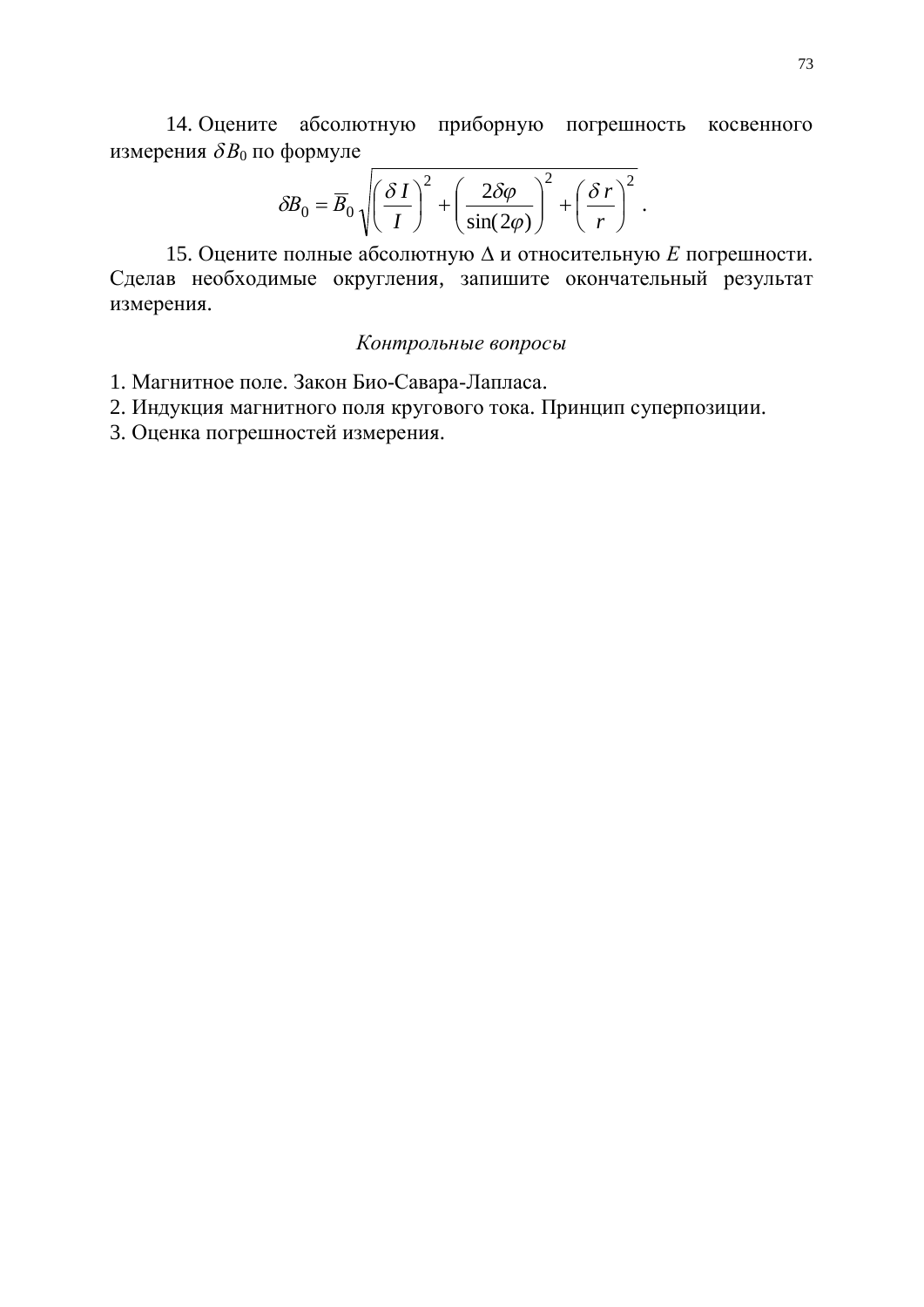14. Оцените абсолютную приборную погрешность косвенного измерения $\delta B_0$ по формуле

$$\delta B_0 = \overline{B}_0 \sqrt{\left(\frac{\delta I}{I}\right)^2 + \left(\frac{2\delta\varphi}{\sin(2\varphi)}\right)^2 + \left(\frac{\delta r}{r}\right)^2}\ .$$

15. Оцените полные абсолютную $\Delta$ и относительную $E$ погрешности. Сделав необходимые округления, запишите окончательный результат измерения.

*Контрольные вопросы*

1. Магнитное поле. Закон Био-Савара-Лапласа.
2. Индукция магнитного поля кругового тока. Принцип суперпозиции.
3. Оценка погрешностей измерения.